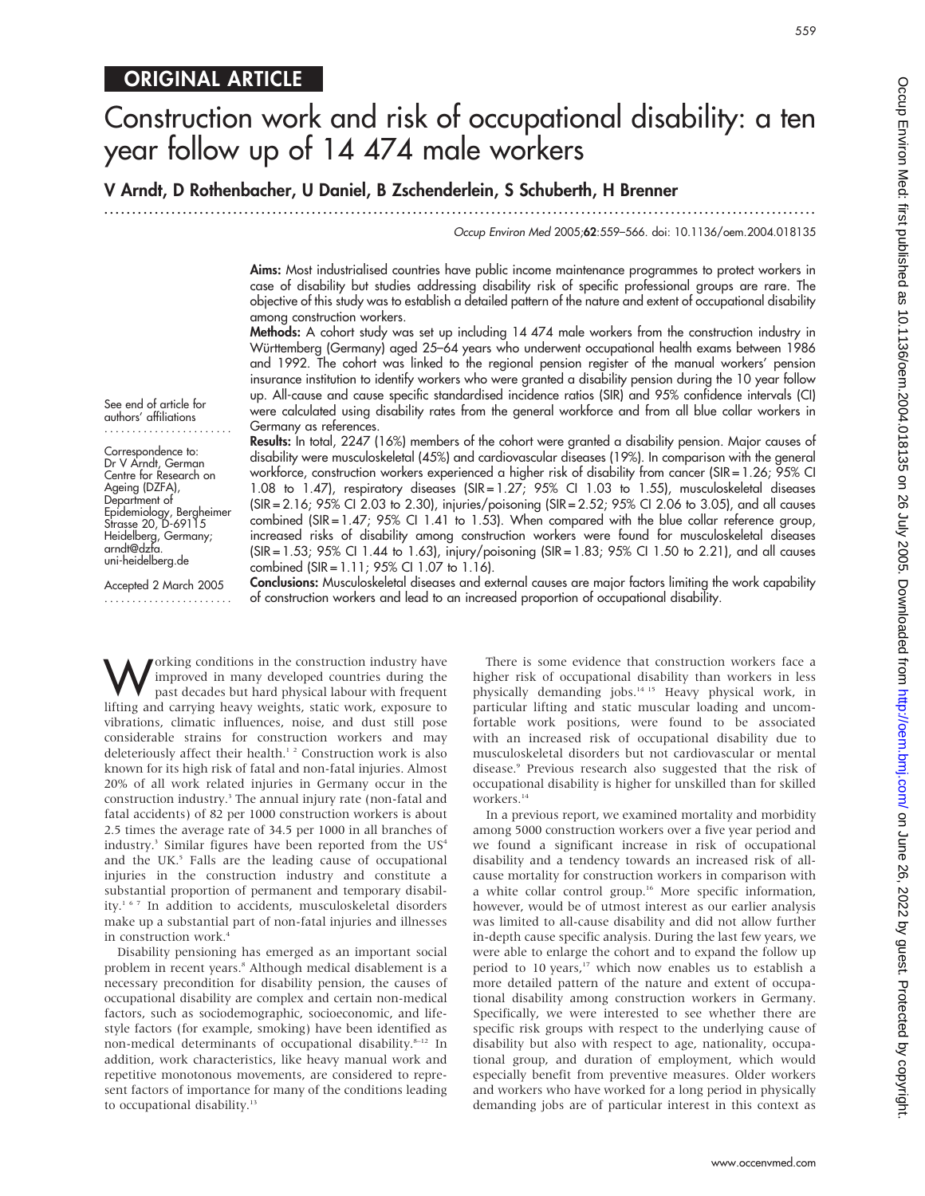ORIGINAL ARTICLE

# Construction work and risk of occupational disability: a ten year follow up of 14 474 male workers

**V Arndt, D Rothenbacher, U Daniel, B Zschenderlein, S Schuberth, H Brenner**

*Occup Environ Med* 2005;**62**:559–566. doi: 10.1136/oem.2004.018135

See end of article for authors' affiliations

Correspondence to: Dr V Arndt, German Centre for Research on Ageing (DZFA), Department of Epidemiology, Bergheimer Strasse 20, D-69115 Heidelberg, Germany; arndt@dzfa.uni-heidelberg.de

Accepted 2 March 2005

**Aims:** Most industrialised countries have public income maintenance programmes to protect workers in case of disability but studies addressing disability risk of specific professional groups are rare. The objective of this study was to establish a detailed pattern of the nature and extent of occupational disability among construction workers.

**Methods:** A cohort study was set up including 14 474 male workers from the construction industry in Württemberg (Germany) aged 25–64 years who underwent occupational health exams between 1986 and 1992. The cohort was linked to the regional pension register of the manual workers' pension insurance institution to identify workers who were granted a disability pension during the 10 year follow up. All-cause and cause specific standardised incidence ratios (SIR) and 95% confidence intervals (CI) were calculated using disability rates from the general workforce and from all blue collar workers in Germany as references.

**Results:** In total, 2247 (16%) members of the cohort were granted a disability pension. Major causes of disability were musculoskeletal (45%) and cardiovascular diseases (19%). In comparison with the general workforce, construction workers experienced a higher risk of disability from cancer (SIR = 1.26; 95% CI 1.08 to 1.47), respiratory diseases (SIR = 1.27; 95% CI 1.03 to 1.55), musculoskeletal diseases (SIR = 2.16; 95% CI 2.03 to 2.30), injuries/poisoning (SIR = 2.52; 95% CI 2.06 to 3.05), and all causes combined (SIR = 1.47; 95% CI 1.41 to 1.53). When compared with the blue collar reference group, increased risks of disability among construction workers were found for musculoskeletal diseases (SIR = 1.53; 95% CI 1.44 to 1.63), injury/poisoning (SIR = 1.83; 95% CI 1.50 to 2.21), and all causes combined (SIR = 1.11; 95% CI 1.07 to 1.16).

**Conclusions:** Musculoskeletal diseases and external causes are major factors limiting the work capability of construction workers and lead to an increased proportion of occupational disability.

Working conditions in the construction industry have improved in many developed countries during the past decades but hard physical labour with frequent lifting and carrying heavy weights, static work, exposure to vibrations, climatic influences, noise, and dust still pose considerable strains for construction workers and may deleteriously affect their health.[1 2] Construction work is also known for its high risk of fatal and non-fatal injuries. Almost 20% of all work related injuries in Germany occur in the construction industry.[3] The annual injury rate (non-fatal and fatal accidents) of 82 per 1000 construction workers is about 2.5 times the average rate of 34.5 per 1000 in all branches of industry.[3] Similar figures have been reported from the US[4] and the UK.[5] Falls are the leading cause of occupational injuries in the construction industry and constitute a substantial proportion of permanent and temporary disability.[1 6 7] In addition to accidents, musculoskeletal disorders make up a substantial part of non-fatal injuries and illnesses in construction work.[4]

Disability pensioning has emerged as an important social problem in recent years.[8] Although medical disablement is a necessary precondition for disability pension, the causes of occupational disability are complex and certain non-medical factors, such as sociodemographic, socioeconomic, and lifestyle factors (for example, smoking) have been identified as non-medical determinants of occupational disability.[8–12] In addition, work characteristics, like heavy manual work and repetitive monotonous movements, are considered to represent factors of importance for many of the conditions leading to occupational disability.[13]

There is some evidence that construction workers face a higher risk of occupational disability than workers in less physically demanding jobs.[14 15] Heavy physical work, in particular lifting and static muscular loading and uncomfortable work positions, were found to be associated with an increased risk of occupational disability due to musculoskeletal disorders but not cardiovascular or mental disease.[9] Previous research also suggested that the risk of occupational disability is higher for unskilled than for skilled workers.[14]

In a previous report, we examined mortality and morbidity among 5000 construction workers over a five year period and we found a significant increase in risk of occupational disability and a tendency towards an increased risk of all-cause mortality for construction workers in comparison with a white collar control group.[16] More specific information, however, would be of utmost interest as our earlier analysis was limited to all-cause disability and did not allow further in-depth cause specific analysis. During the last few years, we were able to enlarge the cohort and to expand the follow up period to 10 years,[17] which now enables us to establish a more detailed pattern of the nature and extent of occupational disability among construction workers in Germany. Specifically, we were interested to see whether there are specific risk groups with respect to the underlying cause of disability but also with respect to age, nationality, occupational group, and duration of employment, which would especially benefit from preventive measures. Older workers and workers who have worked for a long period in physically demanding jobs are of particular interest in this context as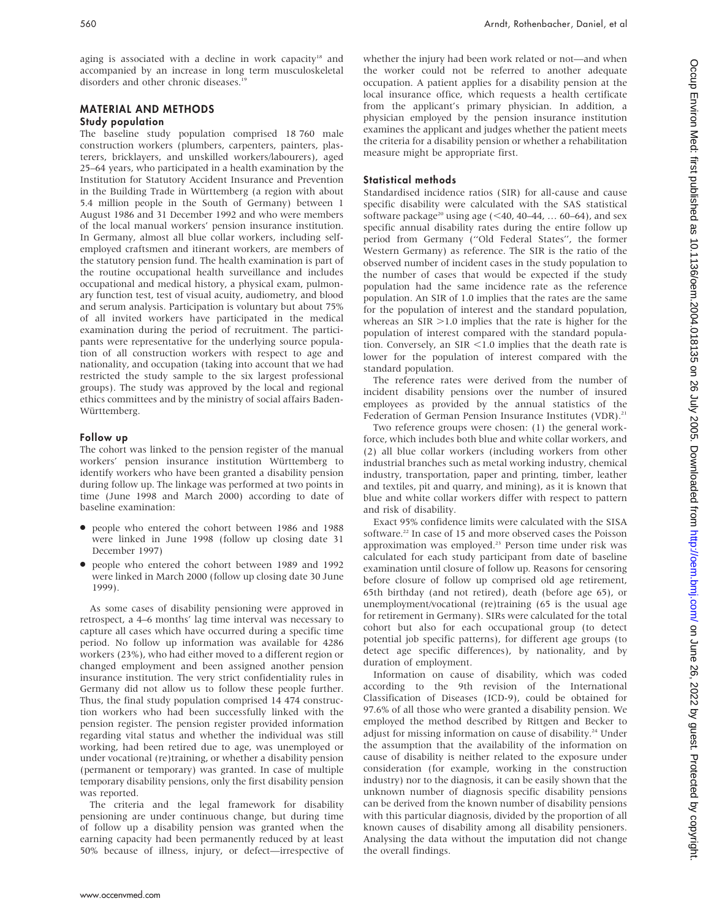aging is associated with a decline in work capacity[18] and accompanied by an increase in long term musculoskeletal disorders and other chronic diseases.[19]

## MATERIAL AND METHODS

### Study population

The baseline study population comprised 18 760 male construction workers (plumbers, carpenters, painters, plasterers, bricklayers, and unskilled workers/labourers), aged 25–64 years, who participated in a health examination by the Institution for Statutory Accident Insurance and Prevention in the Building Trade in Württemberg (a region with about 5.4 million people in the South of Germany) between 1 August 1986 and 31 December 1992 and who were members of the local manual workers' pension insurance institution. In Germany, almost all blue collar workers, including self-employed craftsmen and itinerant workers, are members of the statutory pension fund. The health examination is part of the routine occupational health surveillance and includes occupational and medical history, a physical exam, pulmonary function test, test of visual acuity, audiometry, and blood and serum analysis. Participation is voluntary but about 75% of all invited workers have participated in the medical examination during the period of recruitment. The participants were representative for the underlying source population of all construction workers with respect to age and nationality, and occupation (taking into account that we had restricted the study sample to the six largest professional groups). The study was approved by the local and regional ethics committees and by the ministry of social affairs Baden-Württemberg.

### Follow up

The cohort was linked to the pension register of the manual workers' pension insurance institution Württemberg to identify workers who have been granted a disability pension during follow up. The linkage was performed at two points in time (June 1998 and March 2000) according to date of baseline examination:

- people who entered the cohort between 1986 and 1988 were linked in June 1998 (follow up closing date 31 December 1997)
- people who entered the cohort between 1989 and 1992 were linked in March 2000 (follow up closing date 30 June 1999).

As some cases of disability pensioning were approved in retrospect, a 4–6 months' lag time interval was necessary to capture all cases which have occurred during a specific time period. No follow up information was available for 4286 workers (23%), who had either moved to a different region or changed employment and been assigned another pension insurance institution. The very strict confidentiality rules in Germany did not allow us to follow these people further. Thus, the final study population comprised 14 474 construction workers who had been successfully linked with the pension register. The pension register provided information regarding vital status and whether the individual was still working, had been retired due to age, was unemployed or under vocational (re)training, or whether a disability pension (permanent or temporary) was granted. In case of multiple temporary disability pensions, only the first disability pension was reported.

The criteria and the legal framework for disability pensioning are under continuous change, but during time of follow up a disability pension was granted when the earning capacity had been permanently reduced by at least 50% because of illness, injury, or defect—irrespective of whether the injury had been work related or not—and when the worker could not be referred to another adequate occupation. A patient applies for a disability pension at the local insurance office, which requests a health certificate from the applicant's primary physician. In addition, a physician employed by the pension insurance institution examines the applicant and judges whether the patient meets the criteria for a disability pension or whether a rehabilitation measure might be appropriate first.

### Statistical methods

Standardised incidence ratios (SIR) for all-cause and cause specific disability were calculated with the SAS statistical software package[20] using age ($<40$, 40–44, … 60–64), and sex specific annual disability rates during the entire follow up period from Germany ("Old Federal States", the former Western Germany) as reference. The SIR is the ratio of the observed number of incident cases in the study population to the number of cases that would be expected if the study population had the same incidence rate as the reference population. An SIR of 1.0 implies that the rates are the same for the population of interest and the standard population, whereas an SIR $>1.0$ implies that the rate is higher for the population of interest compared with the standard population. Conversely, an SIR $<1.0$ implies that the death rate is lower for the population of interest compared with the standard population.

The reference rates were derived from the number of incident disability pensions over the number of insured employees as provided by the annual statistics of the Federation of German Pension Insurance Institutes (VDR).[21]

Two reference groups were chosen: (1) the general workforce, which includes both blue and white collar workers, and (2) all blue collar workers (including workers from other industrial branches such as metal working industry, chemical industry, transportation, paper and printing, timber, leather and textiles, pit and quarry, and mining), as it is known that blue and white collar workers differ with respect to pattern and risk of disability.

Exact 95% confidence limits were calculated with the SISA software.[22] In case of 15 and more observed cases the Poisson approximation was employed.[23] Person time under risk was calculated for each study participant from date of baseline examination until closure of follow up. Reasons for censoring before closure of follow up comprised old age retirement, 65th birthday (and not retired), death (before age 65), or unemployment/vocational (re)training (65 is the usual age for retirement in Germany). SIRs were calculated for the total cohort but also for each occupational group (to detect potential job specific patterns), for different age groups (to detect age specific differences), by nationality, and by duration of employment.

Information on cause of disability, which was coded according to the 9th revision of the International Classification of Diseases (ICD-9), could be obtained for 97.6% of all those who were granted a disability pension. We employed the method described by Rittgen and Becker to adjust for missing information on cause of disability.[24] Under the assumption that the availability of the information on cause of disability is neither related to the exposure under consideration (for example, working in the construction industry) nor to the diagnosis, it can be easily shown that the unknown number of diagnosis specific disability pensions can be derived from the known number of disability pensions with this particular diagnosis, divided by the proportion of all known causes of disability among all disability pensioners. Analysing the data without the imputation did not change the overall findings.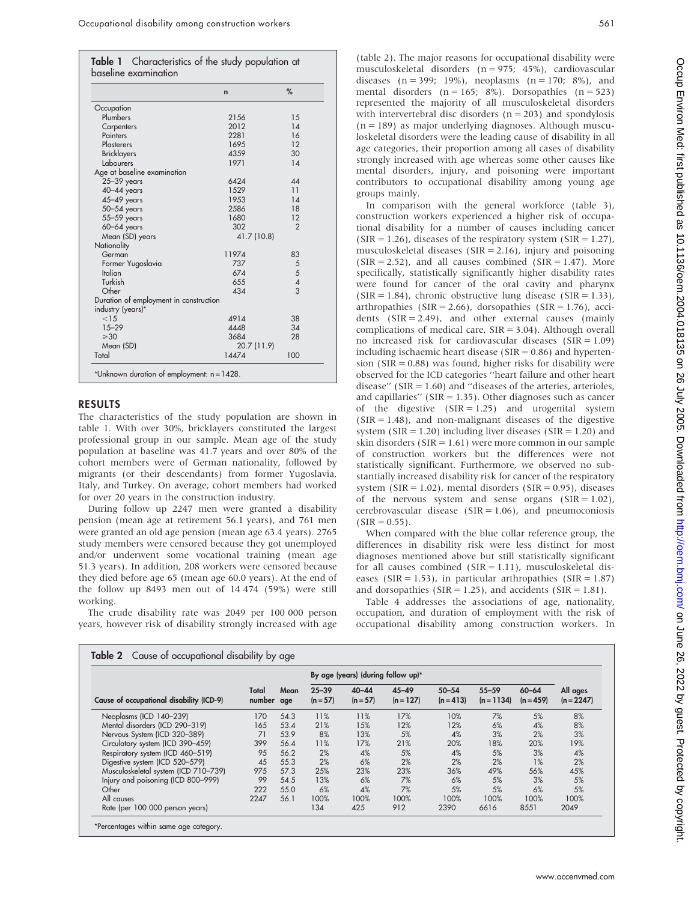**Table 1** Characteristics of the study population at baseline examination

| | n | % |
|---|---|---|
| Occupation | | |
| Plumbers | 2156 | 15 |
| Carpenters | 2012 | 14 |
| Painters | 2281 | 16 |
| Plasterers | 1695 | 12 |
| Bricklayers | 4359 | 30 |
| Labourers | 1971 | 14 |
| Age at baseline examination | | |
| 25–39 years | 6424 | 44 |
| 40–44 years | 1529 | 11 |
| 45–49 years | 1953 | 14 |
| 50–54 years | 2586 | 18 |
| 55–59 years | 1680 | 12 |
| 60–64 years | 302 | 2 |
| Mean (SD) years | 41.7 (10.8) | |
| Nationality | | |
| German | 11974 | 83 |
| Former Yugoslavia | 737 | 5 |
| Italian | 674 | 5 |
| Turkish | 655 | 4 |
| Other | 434 | 3 |
| Duration of employment in construction industry (years)* | | |
| <15 | 4914 | 38 |
| 15–29 | 4448 | 34 |
| ⩾30 | 3684 | 28 |
| Mean (SD) | 20.7 (11.9) | |
| Total | 14474 | 100 |

*Unknown duration of employment: n = 1428.

## RESULTS

The characteristics of the study population are shown in table 1. With over 30%, bricklayers constituted the largest professional group in our sample. Mean age of the study population at baseline was 41.7 years and over 80% of the cohort members were of German nationality, followed by migrants (or their descendants) from former Yugoslavia, Italy, and Turkey. On average, cohort members had worked for over 20 years in the construction industry.

During follow up 2247 men were granted a disability pension (mean age at retirement 56.1 years), and 761 men were granted an old age pension (mean age 63.4 years). 2765 study members were censored because they got unemployed and/or underwent some vocational training (mean age 51.3 years). In addition, 208 workers were censored because they died before age 65 (mean age 60.0 years). At the end of the follow up 8493 men out of 14 474 (59%) were still working.

The crude disability rate was 2049 per 100 000 person years, however risk of disability strongly increased with age (table 2). The major reasons for occupational disability were musculoskeletal disorders (n = 975; 45%), cardiovascular diseases (n = 399; 19%), neoplasms (n = 170; 8%), and mental disorders (n = 165; 8%). Dorsopathies (n = 523) represented the majority of all musculoskeletal disorders with intervertebral disc disorders (n = 203) and spondylosis (n = 189) as major underlying diagnoses. Although musculoskeletal disorders were the leading cause of disability in all age categories, their proportion among all cases of disability strongly increased with age whereas some other causes like mental disorders, injury, and poisoning were important contributors to occupational disability among young age groups mainly.

In comparison with the general workforce (table 3), construction workers experienced a higher risk of occupational disability for a number of causes including cancer (SIR = 1.26), diseases of the respiratory system (SIR = 1.27), musculoskeletal diseases (SIR = 2.16), injury and poisoning (SIR = 2.52), and all causes combined (SIR = 1.47). More specifically, statistically significantly higher disability rates were found for cancer of the oral cavity and pharynx (SIR = 1.84), chronic obstructive lung disease (SIR = 1.33), arthropathies (SIR = 2.66), dorsopathies (SIR = 1.76), accidents (SIR = 2.49), and other external causes (mainly complications of medical care, SIR = 3.04). Although overall no increased risk for cardiovascular diseases (SIR = 1.09) including ischaemic heart disease (SIR = 0.86) and hypertension (SIR = 0.88) was found, higher risks for disability were observed for the ICD categories "heart failure and other heart disease" (SIR = 1.60) and "diseases of the arteries, arterioles, and capillaries" (SIR = 1.35). Other diagnoses such as cancer of the digestive (SIR = 1.25) and urogenital system (SIR = 1.48), and non-malignant diseases of the digestive system (SIR = 1.20) including liver diseases (SIR = 1.20) and skin disorders (SIR = 1.61) were more common in our sample of construction workers but the differences were not statistically significant. Furthermore, we observed no substantially increased disability risk for cancer of the respiratory system (SIR = 1.02), mental disorders (SIR = 0.95), diseases of the nervous system and sense organs (SIR = 1.02), cerebrovascular disease (SIR = 1.06), and pneumoconiosis (SIR = 0.55).

When compared with the blue collar reference group, the differences in disability risk were less distinct for most diagnoses mentioned above but still statistically significant for all causes combined (SIR = 1.11), musculoskeletal diseases (SIR = 1.53), in particular arthropathies (SIR = 1.87) and dorsopathies (SIR = 1.25), and accidents (SIR = 1.81).

Table 4 addresses the associations of age, nationality, occupation, and duration of employment with the risk of occupational disability among construction workers. In

**Table 2** Cause of occupational disability by age

| Cause of occupational disability (ICD-9) | Total number | Mean age | By age (years) (during follow up)* | | | | | | All ages (n = 2247) |
|---|---|---|---|---|---|---|---|---|---|
| | | | 25–39 (n = 57) | 40–44 (n = 57) | 45–49 (n = 127) | 50–54 (n = 413) | 55–59 (n = 1134) | 60–64 (n = 459) | |
| Neoplasms (ICD 140–239) | 170 | 54.3 | 11% | 11% | 17% | 10% | 7% | 5% | 8% |
| Mental disorders (ICD 290–319) | 165 | 53.4 | 21% | 15% | 12% | 12% | 6% | 4% | 8% |
| Nervous System (ICD 320–389) | 71 | 53.9 | 8% | 13% | 5% | 4% | 3% | 2% | 3% |
| Circulatory system (ICD 390–459) | 399 | 56.4 | 11% | 17% | 21% | 20% | 18% | 20% | 19% |
| Respiratory system (ICD 460–519) | 95 | 56.2 | 2% | 4% | 5% | 4% | 5% | 3% | 4% |
| Digestive system (ICD 520–579) | 45 | 55.3 | 2% | 6% | 2% | 2% | 2% | 1% | 2% |
| Musculoskeletal system (ICD 710–739) | 975 | 57.3 | 25% | 23% | 23% | 36% | 49% | 56% | 45% |
| Injury and poisoning (ICD 800–999) | 99 | 54.5 | 13% | 6% | 7% | 6% | 5% | 3% | 5% |
| Other | 222 | 55.0 | 6% | 4% | 7% | 5% | 5% | 6% | 5% |
| All causes | 2247 | 56.1 | 100% | 100% | 100% | 100% | 100% | 100% | 100% |
| Rate (per 100 000 person years) | | | 134 | 425 | 912 | 2390 | 6616 | 8551 | 2049 |

*Percentages within same age category.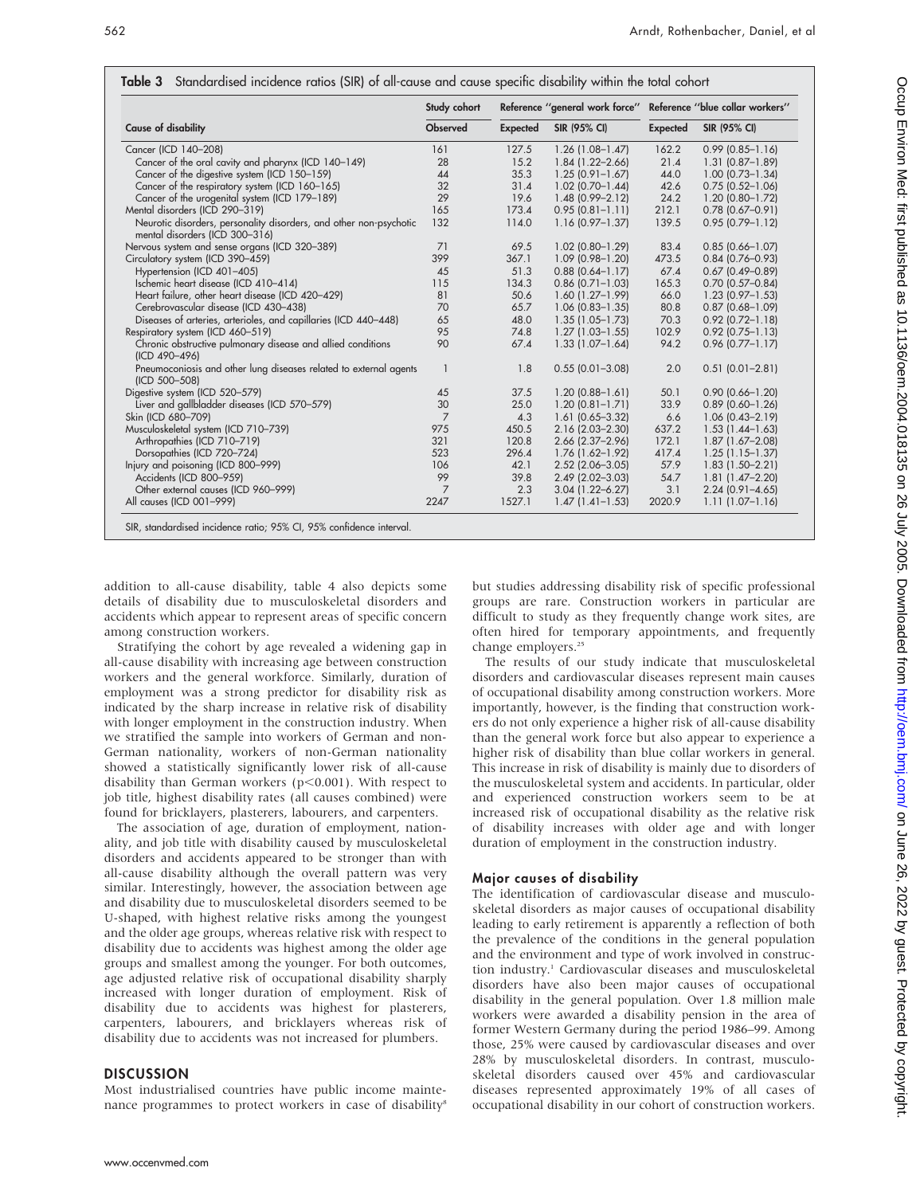**Table 3** Standardised incidence ratios (SIR) of all-cause and cause specific disability within the total cohort

| Cause of disability | Study cohort | Reference "general work force" | | Reference "blue collar workers" | |
|---|---|---|---|---|---|
| | Observed | Expected | SIR (95% CI) | Expected | SIR (95% CI) |
| Cancer (ICD 140–208) | 161 | 127.5 | 1.26 (1.08–1.47) | 162.2 | 0.99 (0.85–1.16) |
| Cancer of the oral cavity and pharynx (ICD 140–149) | 28 | 15.2 | 1.84 (1.22–2.66) | 21.4 | 1.31 (0.87–1.89) |
| Cancer of the digestive system (ICD 150–159) | 44 | 35.3 | 1.25 (0.91–1.67) | 44.0 | 1.00 (0.73–1.34) |
| Cancer of the respiratory system (ICD 160–165) | 32 | 31.4 | 1.02 (0.70–1.44) | 42.6 | 0.75 (0.52–1.06) |
| Cancer of the urogenital system (ICD 179–189) | 29 | 19.6 | 1.48 (0.99–2.12) | 24.2 | 1.20 (0.80–1.72) |
| Mental disorders (ICD 290–319) | 165 | 173.4 | 0.95 (0.81–1.11) | 212.1 | 0.78 (0.67–0.91) |
| Neurotic disorders, personality disorders, and other non-psychotic mental disorders (ICD 300–316) | 132 | 114.0 | 1.16 (0.97–1.37) | 139.5 | 0.95 (0.79–1.12) |
| Nervous system and sense organs (ICD 320–389) | 71 | 69.5 | 1.02 (0.80–1.29) | 83.4 | 0.85 (0.66–1.07) |
| Circulatory system (ICD 390–459) | 399 | 367.1 | 1.09 (0.98–1.20) | 473.5 | 0.84 (0.76–0.93) |
| Hypertension (ICD 401–405) | 45 | 51.3 | 0.88 (0.64–1.17) | 67.4 | 0.67 (0.49–0.89) |
| Ischemic heart disease (ICD 410–414) | 115 | 134.3 | 0.86 (0.71–1.03) | 165.3 | 0.70 (0.57–0.84) |
| Heart failure, other heart disease (ICD 420–429) | 81 | 50.6 | 1.60 (1.27–1.99) | 66.0 | 1.23 (0.97–1.53) |
| Cerebrovascular disease (ICD 430–438) | 70 | 65.7 | 1.06 (0.83–1.35) | 80.8 | 0.87 (0.68–1.09) |
| Diseases of arteries, arterioles, and capillaries (ICD 440–448) | 65 | 48.0 | 1.35 (1.05–1.73) | 70.3 | 0.92 (0.72–1.18) |
| Respiratory system (ICD 460–519) | 95 | 74.8 | 1.27 (1.03–1.55) | 102.9 | 0.92 (0.75–1.13) |
| Chronic obstructive pulmonary disease and allied conditions (ICD 490–496) | 90 | 67.4 | 1.33 (1.07–1.64) | 94.2 | 0.96 (0.77–1.17) |
| Pneumoconiosis and other lung diseases related to external agents (ICD 500–508) | 1 | 1.8 | 0.55 (0.01–3.08) | 2.0 | 0.51 (0.01–2.81) |
| Digestive system (ICD 520–579) | 45 | 37.5 | 1.20 (0.88–1.61) | 50.1 | 0.90 (0.66–1.20) |
| Liver and gallbladder diseases (ICD 570–579) | 30 | 25.0 | 1.20 (0.81–1.71) | 33.9 | 0.89 (0.60–1.26) |
| Skin (ICD 680–709) | 7 | 4.3 | 1.61 (0.65–3.32) | 6.6 | 1.06 (0.43–2.19) |
| Musculoskeletal system (ICD 710–739) | 975 | 450.5 | 2.16 (2.03–2.30) | 637.2 | 1.53 (1.44–1.63) |
| Arthropathies (ICD 710–719) | 321 | 120.8 | 2.66 (2.37–2.96) | 172.1 | 1.87 (1.67–2.08) |
| Dorsopathies (ICD 720–724) | 523 | 296.4 | 1.76 (1.62–1.92) | 417.4 | 1.25 (1.15–1.37) |
| Injury and poisoning (ICD 800–999) | 106 | 42.1 | 2.52 (2.06–3.05) | 57.9 | 1.83 (1.50–2.21) |
| Accidents (ICD 800–959) | 99 | 39.8 | 2.49 (2.02–3.03) | 54.7 | 1.81 (1.47–2.20) |
| Other external causes (ICD 960–999) | 7 | 2.3 | 3.04 (1.22–6.27) | 3.1 | 2.24 (0.91–4.65) |
| All causes (ICD 001–999) | 2247 | 1527.1 | 1.47 (1.41–1.53) | 2020.9 | 1.11 (1.07–1.16) |

SIR, standardised incidence ratio; 95% CI, 95% confidence interval.

addition to all-cause disability, table 4 also depicts some details of disability due to musculoskeletal disorders and accidents which appear to represent areas of specific concern among construction workers.

Stratifying the cohort by age revealed a widening gap in all-cause disability with increasing age between construction workers and the general workforce. Similarly, duration of employment was a strong predictor for disability risk as indicated by the sharp increase in relative risk of disability with longer employment in the construction industry. When we stratified the sample into workers of German and non-German nationality, workers of non-German nationality showed a statistically significantly lower risk of all-cause disability than German workers ($p<0.001$). With respect to job title, highest disability rates (all causes combined) were found for bricklayers, plasterers, labourers, and carpenters.

The association of age, duration of employment, nationality, and job title with disability caused by musculoskeletal disorders and accidents appeared to be stronger than with all-cause disability although the overall pattern was very similar. Interestingly, however, the association between age and disability due to musculoskeletal disorders seemed to be U-shaped, with highest relative risks among the youngest and the older age groups, whereas relative risk with respect to disability due to accidents was highest among the older age groups and smallest among the younger. For both outcomes, age adjusted relative risk of occupational disability sharply increased with longer duration of employment. Risk of disability due to accidents was highest for plasterers, carpenters, labourers, and bricklayers whereas risk of disability due to accidents was not increased for plumbers.

## DISCUSSION

Most industrialised countries have public income maintenance programmes to protect workers in case of disability[8] but studies addressing disability risk of specific professional groups are rare. Construction workers in particular are difficult to study as they frequently change work sites, are often hired for temporary appointments, and frequently change employers.[25]

The results of our study indicate that musculoskeletal disorders and cardiovascular diseases represent main causes of occupational disability among construction workers. More importantly, however, is the finding that construction workers do not only experience a higher risk of all-cause disability than the general work force but also appear to experience a higher risk of disability than blue collar workers in general. This increase in risk of disability is mainly due to disorders of the musculoskeletal system and accidents. In particular, older and experienced construction workers seem to be at increased risk of occupational disability as the relative risk of disability increases with older age and with longer duration of employment in the construction industry.

### Major causes of disability

The identification of cardiovascular disease and musculoskeletal disorders as major causes of occupational disability leading to early retirement is apparently a reflection of both the prevalence of the conditions in the general population and the environment and type of work involved in construction industry.[1] Cardiovascular diseases and musculoskeletal disorders have also been major causes of occupational disability in the general population. Over 1.8 million male workers were awarded a disability pension in the area of former Western Germany during the period 1986–99. Among those, 25% were caused by cardiovascular diseases and over 28% by musculoskeletal disorders. In contrast, musculoskeletal disorders caused over 45% and cardiovascular diseases represented approximately 19% of all cases of occupational disability in our cohort of construction workers.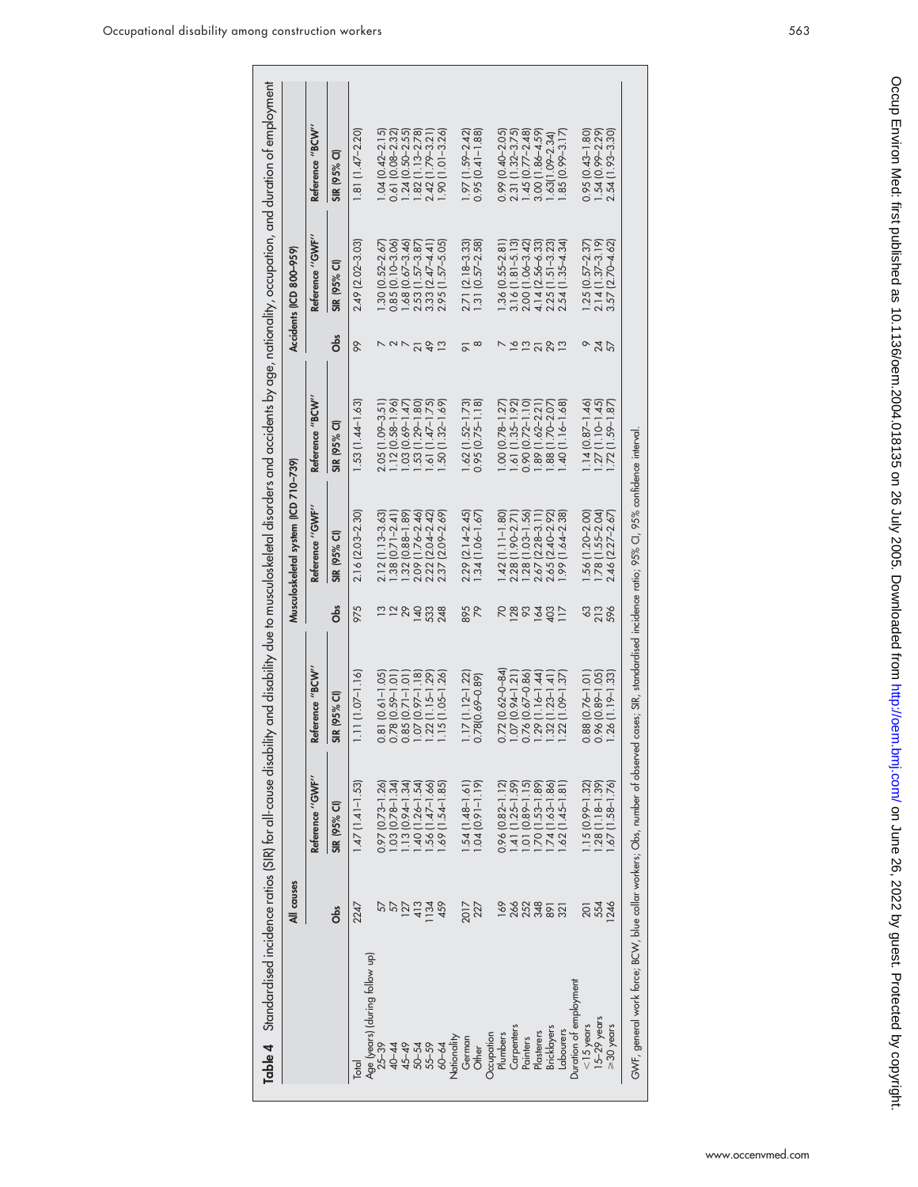**Table 4** Standardised incidence ratios (SIR) for all-cause disability and disability due to musculoskeletal disorders and accidents by age, nationality, occupation, and duration of employment

| | All causes | | | Musculoskeletal system (ICD 710–739) | | | Accidents (ICD 800–959) | | |
|---|---|---|---|---|---|---|---|---|---|
| | | Reference "GWF" | Reference "BCW" | | Reference "GWF" | Reference "BCW" | | Reference "GWF" | Reference "BCW" |
| | Obs | SIR (95% CI) | SIR (95% CI) | Obs | SIR (95% CI) | SIR (95% CI) | Obs | SIR (95% CI) | SIR (95% CI) |
| Total | 2247 | 1.47 (1.41–1.53) | 1.11 (1.07–1.16) | 975 | 2.16 (2.03–2.30) | 1.53 (1.44–1.63) | 99 | 2.49 (2.02–3.03) | 1.81 (1.47–2.20) |
| Age (years) (during follow up) | | | | | | | | | |
| 25–39 | 57 | 0.97 (0.73–1.26) | 0.81 (0.61–1.05) | 13 | 2.12 (1.13–3.63) | 2.05 (1.09–3.51) | 7 | 1.30 (0.52–2.67) | 1.04 (0.42–2.15) |
| 40–44 | 57 | 1.03 (0.78–1.34) | 0.78 (0.59–1.01) | 12 | 1.38 (0.71–2.41) | 1.12 (0.58–1.96) | 2 | 0.85 (0.10–3.06) | 0.61 (0.08–2.32) |
| 45–49 | 127 | 1.13 (0.94–1.34) | 0.85 (0.71–1.01) | 29 | 1.32 (0.88–1.89) | 1.03 (0.69–1.47) | 7 | 1.68 (0.67–3.46) | 1.24 (0.50–2.55) |
| 50–54 | 413 | 1.40 (1.26–1.54) | 1.07 (0.97–1.18) | 140 | 2.09 (1.76–2.46) | 1.53 (1.29–1.80) | 21 | 2.53 (1.57–3.87) | 1.82 (1.13–2.78) |
| 55–59 | 1134 | 1.56 (1.47–1.66) | 1.22 (1.15–1.29) | 533 | 2.22 (2.04–2.42) | 1.61 (1.47–1.75) | 49 | 3.33 (2.47–4.41) | 2.42 (1.79–3.21) |
| 60–64 | 459 | 1.69 (1.54–1.85) | 1.15 (1.05–1.26) | 248 | 2.37 (2.09–2.69) | 1.50 (1.32–1.69) | 13 | 2.95 (1.57–5.05) | 1.90 (1.01–3.26) |
| Nationality | | | | | | | | | |
| German | 2017 | 1.54 (1.48–1.61) | 1.17 (1.12–1.22) | 895 | 2.29 (2.14–2.45) | 1.62 (1.52–1.73) | 91 | 2.71 (2.18–3.33) | 1.97 (1.59–2.42) |
| Other | 227 | 1.04 (0.91–1.19) | 0.78(0.69–0.89) | 79 | 1.34 (1.06–1.67) | 0.95 (0.75–1.18) | 8 | 1.31 (0.57–2.58) | 0.95 (0.41–1.88) |
| Occupation | | | | | | | | | |
| Plumbers | 169 | 0.96 (0.82–1.12) | 0.72 (0.62–0–84) | 70 | 1.42 (1.11–1.80) | 1.00 (0.78–1.27) | 7 | 1.36 (0.55–2.81) | 0.99 (0.40–2.05) |
| Carpenters | 266 | 1.41 (1.25–1.59) | 1.07 (0.94–1.21) | 128 | 2.28 (1.90–2.71) | 1.61 (1.35–1.92) | 16 | 3.16 (1.81–5.13) | 2.31 (1.32–3.75) |
| Painters | 252 | 1.01 (0.89–1.15) | 0.76 (0.67–0.86) | 93 | 1.28 (1.03–1.56) | 0.90 (0.72–1.10) | 13 | 2.00 (1.06–3.42) | 1.45 (0.77–2.48) |
| Plasterers | 348 | 1.70 (1.53–1.89) | 1.29 (1.16–1.44) | 164 | 2.67 (2.28–3.11) | 1.89 (1.62–2.21) | 21 | 4.14 (2.56–6.33) | 3.00 (1.86–4.59) |
| Bricklayers | 891 | 1.74 (1.63–1.86) | 1.32 (1.23–1.41) | 403 | 2.65 (2.40–2.92) | 1.88 (1.70–2.07) | 29 | 2.25 (1.51–3.23) | 1.63(1.09–2.34) |
| Labourers | 321 | 1.62 (1.45–1.81) | 1.22 (1.09–1.37) | 117 | 1.99 (1.64–2.38) | 1.40 (1.16–1.68) | 13 | 2.54 (1.35–4.34) | 1.85 (0.99–3.17) |
| Duration of employment | | | | | | | | | |
| <15 years | 201 | 1.15 (0.99–1.32) | 0.88 (0.76–1.01) | 63 | 1.56 (1.20–2.00) | 1.14 (0.87–1.46) | 9 | 1.25 (0.57–2.37) | 0.95 (0.43–1.80) |
| 15–29 years | 554 | 1.28 (1.18–1.39) | 0.96 (0.89–1.05) | 213 | 1.78 (1.55–2.04) | 1.27 (1.10–1.45) | 24 | 2.14 (1.37–3.19) | 1.54 (0.99–2.29) |
| ≥30 years | 1246 | 1.67 (1.58–1.76) | 1.26 (1.19–1.33) | 596 | 2.46 (2.27–2.67) | 1.72 (1.59–1.87) | 57 | 3.57 (2.70–4.62) | 2.54 (1.93–3.30) |

GWF, general work force; BCW, blue collar workers; Obs, number of observed cases; SIR, standardised incidence ratio; 95% CI, 95% confidence interval.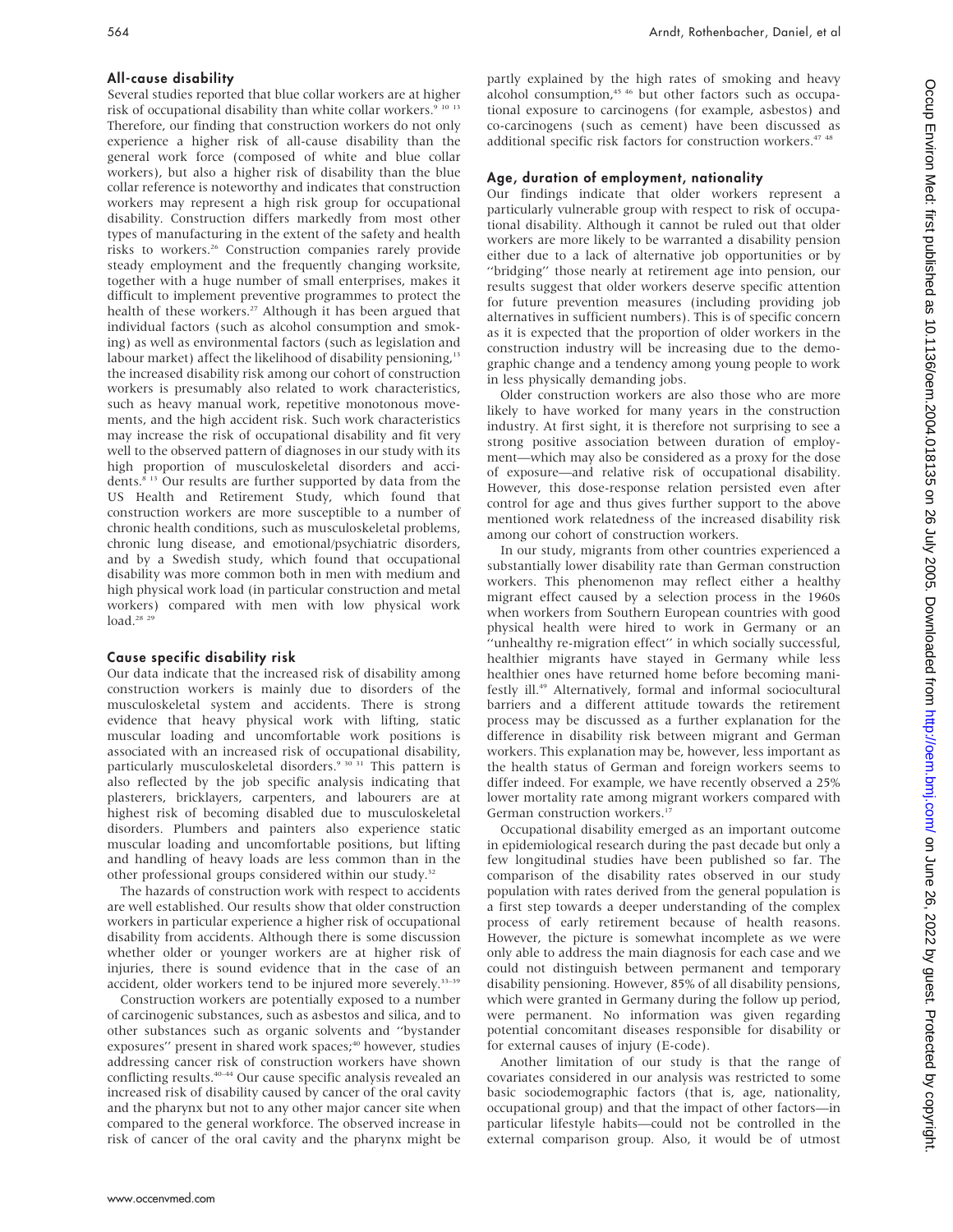## All-cause disability

Several studies reported that blue collar workers are at higher risk of occupational disability than white collar workers.[9 10 13] Therefore, our finding that construction workers do not only experience a higher risk of all-cause disability than the general work force (composed of white and blue collar workers), but also a higher risk of disability than the blue collar reference is noteworthy and indicates that construction workers may represent a high risk group for occupational disability. Construction differs markedly from most other types of manufacturing in the extent of the safety and health risks to workers.[26] Construction companies rarely provide steady employment and the frequently changing worksite, together with a huge number of small enterprises, makes it difficult to implement preventive programmes to protect the health of these workers.[27] Although it has been argued that individual factors (such as alcohol consumption and smoking) as well as environmental factors (such as legislation and labour market) affect the likelihood of disability pensioning,[13] the increased disability risk among our cohort of construction workers is presumably also related to work characteristics, such as heavy manual work, repetitive monotonous movements, and the high accident risk. Such work characteristics may increase the risk of occupational disability and fit very well to the observed pattern of diagnoses in our study with its high proportion of musculoskeletal disorders and accidents.[8 13] Our results are further supported by data from the US Health and Retirement Study, which found that construction workers are more susceptible to a number of chronic health conditions, such as musculoskeletal problems, chronic lung disease, and emotional/psychiatric disorders, and by a Swedish study, which found that occupational disability was more common both in men with medium and high physical work load (in particular construction and metal workers) compared with men with low physical work load.[28 29]

## Cause specific disability risk

Our data indicate that the increased risk of disability among construction workers is mainly due to disorders of the musculoskeletal system and accidents. There is strong evidence that heavy physical work with lifting, static muscular loading and uncomfortable work positions is associated with an increased risk of occupational disability, particularly musculoskeletal disorders.[9 30 31] This pattern is also reflected by the job specific analysis indicating that plasterers, bricklayers, carpenters, and labourers are at highest risk of becoming disabled due to musculoskeletal disorders. Plumbers and painters also experience static muscular loading and uncomfortable positions, but lifting and handling of heavy loads are less common than in the other professional groups considered within our study.[32]

The hazards of construction work with respect to accidents are well established. Our results show that older construction workers in particular experience a higher risk of occupational disability from accidents. Although there is some discussion whether older or younger workers are at higher risk of injuries, there is sound evidence that in the case of an accident, older workers tend to be injured more severely.[33–39]

Construction workers are potentially exposed to a number of carcinogenic substances, such as asbestos and silica, and to other substances such as organic solvents and "bystander exposures" present in shared work spaces;[40] however, studies addressing cancer risk of construction workers have shown conflicting results.[40–44] Our cause specific analysis revealed an increased risk of disability caused by cancer of the oral cavity and the pharynx but not to any other major cancer site when compared to the general workforce. The observed increase in risk of cancer of the oral cavity and the pharynx might be partly explained by the high rates of smoking and heavy alcohol consumption,[45 46] but other factors such as occupational exposure to carcinogens (for example, asbestos) and co-carcinogens (such as cement) have been discussed as additional specific risk factors for construction workers.[47 48]

## Age, duration of employment, nationality

Our findings indicate that older workers represent a particularly vulnerable group with respect to risk of occupational disability. Although it cannot be ruled out that older workers are more likely to be warranted a disability pension either due to a lack of alternative job opportunities or by "bridging" those nearly at retirement age into pension, our results suggest that older workers deserve specific attention for future prevention measures (including providing job alternatives in sufficient numbers). This is of specific concern as it is expected that the proportion of older workers in the construction industry will be increasing due to the demographic change and a tendency among young people to work in less physically demanding jobs.

Older construction workers are also those who are more likely to have worked for many years in the construction industry. At first sight, it is therefore not surprising to see a strong positive association between duration of employment—which may also be considered as a proxy for the dose of exposure—and relative risk of occupational disability. However, this dose-response relation persisted even after control for age and thus gives further support to the above mentioned work relatedness of the increased disability risk among our cohort of construction workers.

In our study, migrants from other countries experienced a substantially lower disability rate than German construction workers. This phenomenon may reflect either a healthy migrant effect caused by a selection process in the 1960s when workers from Southern European countries with good physical health were hired to work in Germany or an "unhealthy re-migration effect" in which socially successful, healthier migrants have stayed in Germany while less healthier ones have returned home before becoming manifestly ill.[49] Alternatively, formal and informal sociocultural barriers and a different attitude towards the retirement process may be discussed as a further explanation for the difference in disability risk between migrant and German workers. This explanation may be, however, less important as the health status of German and foreign workers seems to differ indeed. For example, we have recently observed a 25% lower mortality rate among migrant workers compared with German construction workers.[17]

Occupational disability emerged as an important outcome in epidemiological research during the past decade but only a few longitudinal studies have been published so far. The comparison of the disability rates observed in our study population with rates derived from the general population is a first step towards a deeper understanding of the complex process of early retirement because of health reasons. However, the picture is somewhat incomplete as we were only able to address the main diagnosis for each case and we could not distinguish between permanent and temporary disability pensioning. However, 85% of all disability pensions, which were granted in Germany during the follow up period, were permanent. No information was given regarding potential concomitant diseases responsible for disability or for external causes of injury (E-code).

Another limitation of our study is that the range of covariates considered in our analysis was restricted to some basic sociodemographic factors (that is, age, nationality, occupational group) and that the impact of other factors—in particular lifestyle habits—could not be controlled in the external comparison group. Also, it would be of utmost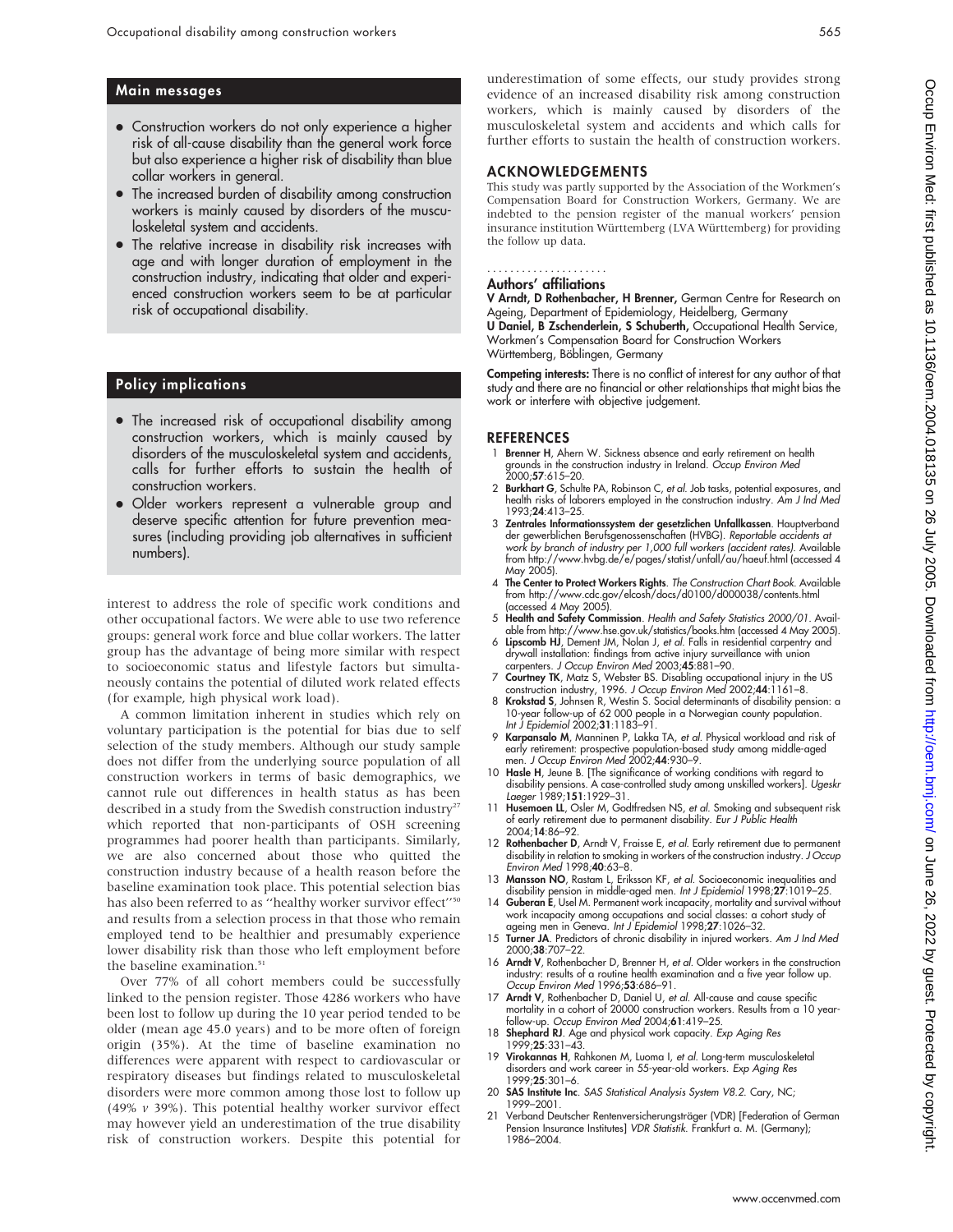## Main messages

- Construction workers do not only experience a higher risk of all-cause disability than the general work force but also experience a higher risk of disability than blue collar workers in general.
- The increased burden of disability among construction workers is mainly caused by disorders of the musculoskeletal system and accidents.
- The relative increase in disability risk increases with age and with longer duration of employment in the construction industry, indicating that older and experienced construction workers seem to be at particular risk of occupational disability.

## Policy implications

- The increased risk of occupational disability among construction workers, which is mainly caused by disorders of the musculoskeletal system and accidents, calls for further efforts to sustain the health of construction workers.
- Older workers represent a vulnerable group and deserve specific attention for future prevention measures (including providing job alternatives in sufficient numbers).

interest to address the role of specific work conditions and other occupational factors. We were able to use two reference groups: general work force and blue collar workers. The latter group has the advantage of being more similar with respect to socioeconomic status and lifestyle factors but simultaneously contains the potential of diluted work related effects (for example, high physical work load).

A common limitation inherent in studies which rely on voluntary participation is the potential for bias due to self selection of the study members. Although our study sample does not differ from the underlying source population of all construction workers in terms of basic demographics, we cannot rule out differences in health status as has been described in a study from the Swedish construction industry[27] which reported that non-participants of OSH screening programmes had poorer health than participants. Similarly, we are also concerned about those who quitted the construction industry because of a health reason before the baseline examination took place. This potential selection bias has also been referred to as "healthy worker survivor effect"[50] and results from a selection process in that those who remain employed tend to be healthier and presumably experience lower disability risk than those who left employment before the baseline examination.[51]

Over 77% of all cohort members could be successfully linked to the pension register. Those 4286 workers who have been lost to follow up during the 10 year period tended to be older (mean age 45.0 years) and to be more often of foreign origin (35%). At the time of baseline examination no differences were apparent with respect to cardiovascular or respiratory diseases but findings related to musculoskeletal disorders were more common among those lost to follow up (49% *v* 39%). This potential healthy worker survivor effect may however yield an underestimation of the true disability risk of construction workers. Despite this potential for underestimation of some effects, our study provides strong evidence of an increased disability risk among construction workers, which is mainly caused by disorders of the musculoskeletal system and accidents and which calls for further efforts to sustain the health of construction workers.

## ACKNOWLEDGEMENTS

This study was partly supported by the Association of the Workmen's Compensation Board for Construction Workers, Germany. We are indebted to the pension register of the manual workers' pension insurance institution Württemberg (LVA Württemberg) for providing the follow up data.

### Authors' affiliations

**V Arndt, D Rothenbacher, H Brenner,** German Centre for Research on Ageing, Department of Epidemiology, Heidelberg, Germany
**U Daniel, B Zschenderlein, S Schuberth,** Occupational Health Service, Workmen's Compensation Board for Construction Workers Württemberg, Böblingen, Germany

**Competing interests:** There is no conflict of interest for any author of that study and there are no financial or other relationships that might bias the work or interfere with objective judgement.

## REFERENCES

1. **Brenner H**, Ahern W. Sickness absence and early retirement on health grounds in the construction industry in Ireland. *Occup Environ Med* 2000;**57**:615–20.
2. **Burkhart G**, Schulte PA, Robinson C, *et al*. Job tasks, potential exposures, and health risks of laborers employed in the construction industry. *Am J Ind Med* 1993;**24**:413–25.
3. **Zentrales Informationssystem der gesetzlichen Unfallkassen**. Hauptverband der gewerblichen Berufsgenossenschaften (HVBG). *Reportable accidents at work by branch of industry per 1,000 full workers (accident rates)*. Available from http://www.hvbg.de/e/pages/statist/unfall/au/haeuf.html (accessed 4 May 2005).
4. **The Center to Protect Workers Rights**. *The Construction Chart Book*. Available from http://www.cdc.gov/elcosh/docs/d0100/d000038/contents.html (accessed 4 May 2005).
5. **Health and Safety Commission**. *Health and Safety Statistics 2000/01*. Available from http://www.hse.gov.uk/statistics/books.htm (accessed 4 May 2005).
6. **Lipscomb HJ**, Dement JM, Nolan J, *et al*. Falls in residential carpentry and drywall installation: findings from active injury surveillance with union carpenters. *J Occup Environ Med* 2003;**45**:881–90.
7. **Courtney TK**, Matz S, Webster BS. Disabling occupational injury in the US construction industry, 1996. *J Occup Environ Med* 2002;**44**:1161–8.
8. **Krokstad S**, Johnsen R, Westin S. Social determinants of disability pension: a 10-year follow-up of 62 000 people in a Norwegian county population. *Int J Epidemiol* 2002;**31**:1183–91.
9. **Karpansalo M**, Manninen P, Lakka TA, *et al*. Physical workload and risk of early retirement: prospective population-based study among middle-aged men. *J Occup Environ Med* 2002;**44**:930–9.
10. **Hasle H**, Jeune B. [The significance of working conditions with regard to disability pensions. A case-controlled study among unskilled workers]. *Ugeskr Laeger* 1989;**151**:1929–31.
11. **Husemoen LL**, Osler M, Godtfredsen NS, *et al*. Smoking and subsequent risk of early retirement due to permanent disability. *Eur J Public Health* 2004;**14**:86–92.
12. **Rothenbacher D**, Arndt V, Fraisse E, *et al*. Early retirement due to permanent disability in relation to smoking in workers of the construction industry. *J Occup Environ Med* 1998;**40**:63–8.
13. **Mansson NO**, Rastam L, Eriksson KF, *et al*. Socioeconomic inequalities and disability pension in middle-aged men. *Int J Epidemiol* 1998;**27**:1019–25.
14. **Guberan E**, Usel M. Permanent work incapacity, mortality and survival without work incapacity among occupations and social classes: a cohort study of ageing men in Geneva. *Int J Epidemiol* 1998;**27**:1026–32.
15. **Turner JA**. Predictors of chronic disability in injured workers. *Am J Ind Med* 2000;**38**:707–22.
16. **Arndt V**, Rothenbacher D, Brenner H, *et al*. Older workers in the construction industry: results of a routine health examination and a five year follow up. *Occup Environ Med* 1996;**53**:686–91.
17. **Arndt V**, Rothenbacher D, Daniel U, *et al*. All-cause and cause specific mortality in a cohort of 20000 construction workers. Results from a 10 year-follow-up. *Occup Environ Med* 2004;**61**:419–25.
18. **Shephard RJ**. Age and physical work capacity. *Exp Aging Res* 1999;**25**:331–43.
19. **Virokannas H**, Rahkonen M, Luoma I, *et al*. Long-term musculoskeletal disorders and work career in 55-year-old workers. *Exp Aging Res* 1999;**25**:301–6.
20. **SAS Institute Inc**. *SAS Statistical Analysis System V8.2*. Cary, NC; 1999–2001.
21. Verband Deutscher Rentenversicherungsträger (VDR) [Federation of German Pension Insurance Institutes] *VDR Statistik*. Frankfurt a. M. (Germany); 1986–2004.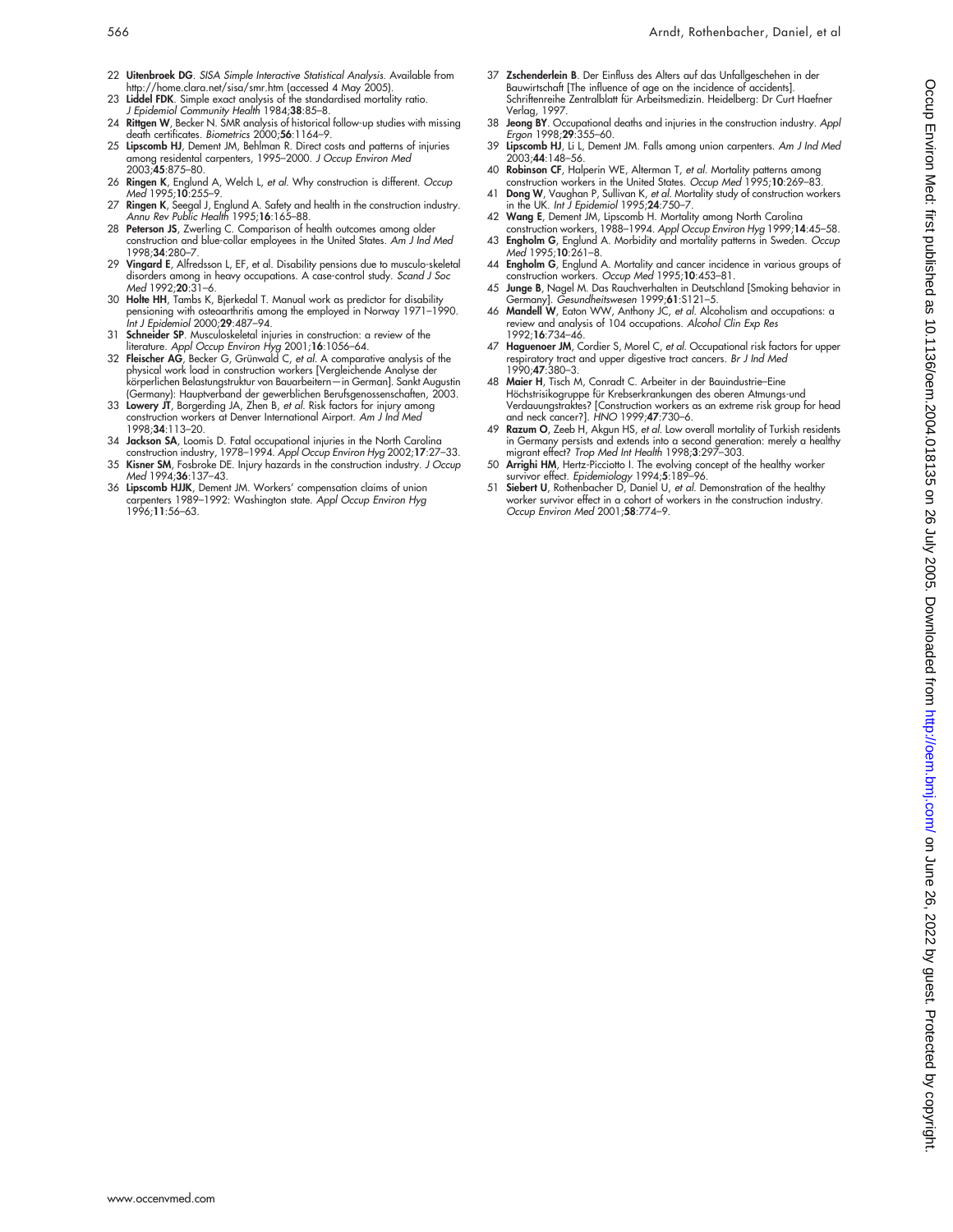22 **Uitenbroek DG**. *SISA Simple Interactive Statistical Analysis.* Available from http://home.clara.net/sisa/smr.htm (accessed 4 May 2005).
23 **Liddel FDK**. Simple exact analysis of the standardised mortality ratio. *J Epidemiol Community Health* 1984;**38**:85–8.
24 **Rittgen W**, Becker N. SMR analysis of historical follow-up studies with missing death certificates. *Biometrics* 2000;**56**:1164–9.
25 **Lipscomb HJ**, Dement JM, Behlman R. Direct costs and patterns of injuries among residental carpenters, 1995–2000. *J Occup Environ Med* 2003;**45**:875–80.
26 **Ringen K**, Englund A, Welch L, *et al*. Why construction is different. *Occup Med* 1995;**10**:255–9.
27 **Ringen K**, Seegal J, Englund A. Safety and health in the construction industry. *Annu Rev Public Health* 1995;**16**:165–88.
28 **Peterson JS**, Zwerling C. Comparison of health outcomes among older construction and blue-collar employees in the United States. *Am J Ind Med* 1998;**34**:280–7.
29 **Vingard E**, Alfredsson L, EF, et al. Disability pensions due to musculo-skeletal disorders among in heavy occupations. A case-control study. *Scand J Soc Med* 1992;**20**:31–6.
30 **Holte HH**, Tambs K, Bjerkedal T. Manual work as predictor for disability pensioning with osteoarthritis among the employed in Norway 1971–1990. *Int J Epidemiol* 2000;**29**:487–94.
31 **Schneider SP**. Musculoskeletal injuries in construction: a review of the literature. *Appl Occup Environ Hyg* 2001;**16**:1056–64.
32 **Fleischer AG**, Becker G, Grünwald C, *et al*. A comparative analysis of the physical work load in construction workers [Vergleichende Analyse der körperlichen Belastungstruktur von Bauarbeitern—in German]. Sankt Augustin (Germany): Hauptverband der gewerblichen Berufsgenossenschaften, 2003.
33 **Lowery JT**, Borgerding JA, Zhen B, *et al*. Risk factors for injury among construction workers at Denver International Airport. *Am J Ind Med* 1998;**34**:113–20.
34 **Jackson SA**, Loomis D. Fatal occupational injuries in the North Carolina construction industry, 1978–1994. *Appl Occup Environ Hyg* 2002;**17**:27–33.
35 **Kisner SM**, Fosbroke DE. Injury hazards in the construction industry. *J Occup Med* 1994;**36**:137–43.
36 **Lipscomb HJJK**, Dement JM. Workers' compensation claims of union carpenters 1989–1992: Washington state. *Appl Occup Environ Hyg* 1996;**11**:56–63.
37 **Zschenderlein B**. Der Einfluss des Alters auf das Unfallgeschehen in der Bauwirtschaft [The influence of age on the incidence of accidents]. Schriftenreihe Zentralblatt für Arbeitsmedizin. Heidelberg: Dr Curt Haefner Verlag, 1997.
38 **Jeong BY**. Occupational deaths and injuries in the construction industry. *Appl Ergon* 1998;**29**:355–60.
39 **Lipscomb HJ**, Li L, Dement JM. Falls among union carpenters. *Am J Ind Med* 2003;**44**:148–56.
40 **Robinson CF**, Halperin WE, Alterman T, *et al*. Mortality patterns among construction workers in the United States. *Occup Med* 1995;**10**:269–83.
41 **Dong W**, Vaughan P, Sullivan K, *et al*. Mortality study of construction workers in the UK. *Int J Epidemiol* 1995;**24**:750–7.
42 **Wang E**, Dement JM, Lipscomb H. Mortality among North Carolina construction workers, 1988–1994. *Appl Occup Environ Hyg* 1999;**14**:45–58.
43 **Engholm G**, Englund A. Morbidity and mortality patterns in Sweden. *Occup Med* 1995;**10**:261–8.
44 **Engholm G**, Englund A. Mortality and cancer incidence in various groups of construction workers. *Occup Med* 1995;**10**:453–81.
45 **Junge B**, Nagel M. Das Rauchverhalten in Deutschland [Smoking behavior in Germany]. *Gesundheitswesen* 1999;**61**:S121–5.
46 **Mandell W**, Eaton WW, Anthony JC, *et al*. Alcoholism and occupations: a review and analysis of 104 occupations. *Alcohol Clin Exp Res* 1992;**16**:734–46.
47 **Haguenoer JM**, Cordier S, Morel C, *et al*. Occupational risk factors for upper respiratory tract and upper digestive tract cancers. *Br J Ind Med* 1990;**47**:380–3.
48 **Maier H**, Tisch M, Conradt C. Arbeiter in der Bauindustrie–Eine Höchstrisikogruppe für Krebserkrankungen des oberen Atmungs-und Verdauungstraktes? [Construction workers as an extreme risk group for head and neck cancer?]. *HNO* 1999;**47**:730–6.
49 **Razum O**, Zeeb H, Akgun HS, *et al*. Low overall mortality of Turkish residents in Germany persists and extends into a second generation: merely a healthy migrant effect? *Trop Med Int Health* 1998;**3**:297–303.
50 **Arrighi HM**, Hertz-Picciotto I. The evolving concept of the healthy worker survivor effect. *Epidemiology* 1994;**5**:189–96.
51 **Siebert U**, Rothenbacher D, Daniel U, *et al*. Demonstration of the healthy worker survivor effect in a cohort of workers in the construction industry. *Occup Environ Med* 2001;**58**:774–9.